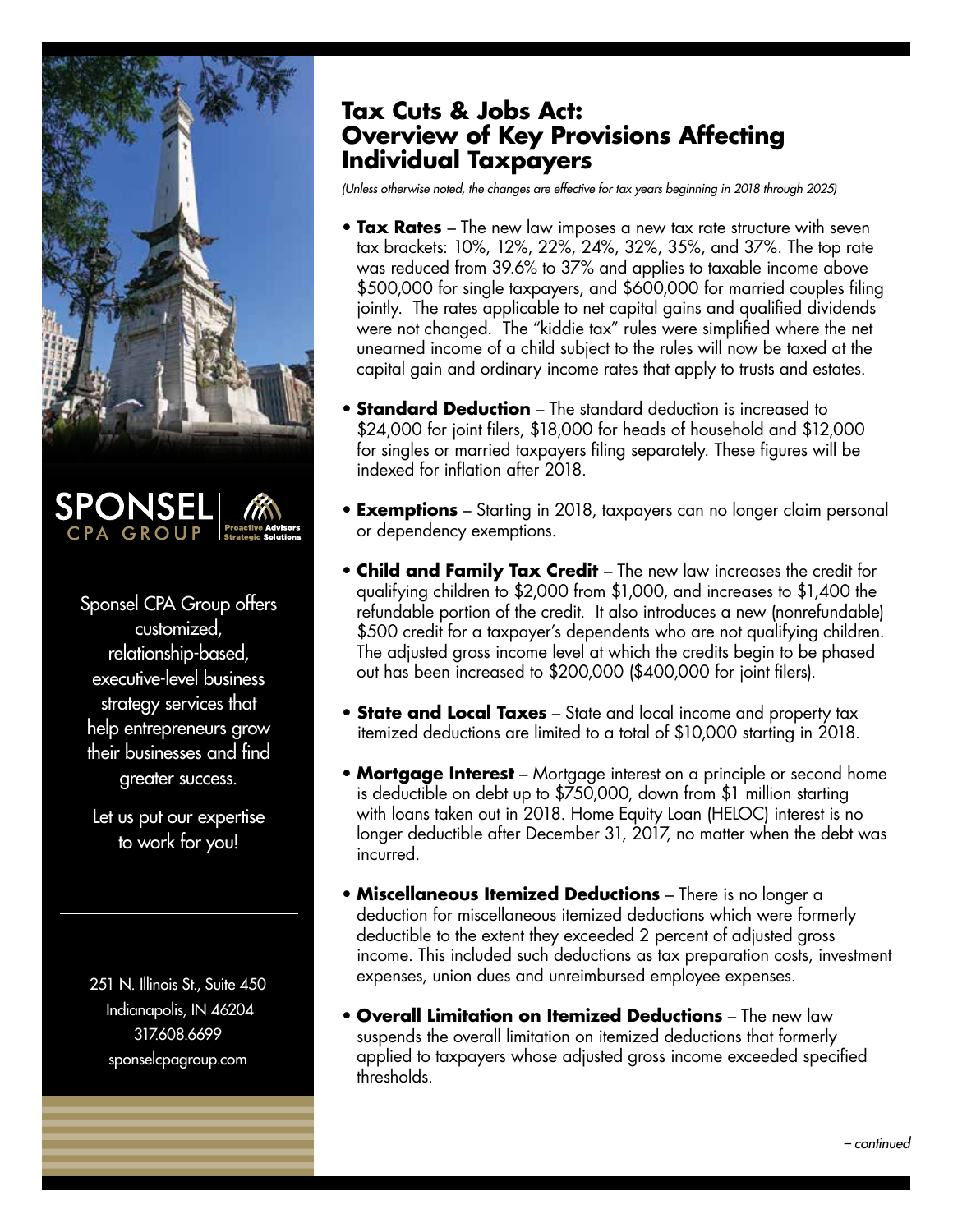# Tax Cuts & Jobs Act: Overview of Key Provisions Affecting Individual Taxpayers

*(Unless otherwise noted, the changes are effective for tax years beginning in 2018 through 2025)*

- **Tax Rates** – The new law imposes a new tax rate structure with seven tax brackets: 10%, 12%, 22%, 24%, 32%, 35%, and 37%. The top rate was reduced from 39.6% to 37% and applies to taxable income above $500,000 for single taxpayers, and $600,000 for married couples filing jointly. The rates applicable to net capital gains and qualified dividends were not changed. The "kiddie tax" rules were simplified where the net unearned income of a child subject to the rules will now be taxed at the capital gain and ordinary income rates that apply to trusts and estates.

- **Standard Deduction** – The standard deduction is increased to $24,000 for joint filers, $18,000 for heads of household and $12,000 for singles or married taxpayers filing separately. These figures will be indexed for inflation after 2018.

- **Exemptions** – Starting in 2018, taxpayers can no longer claim personal or dependency exemptions.

- **Child and Family Tax Credit** – The new law increases the credit for qualifying children to $2,000 from $1,000, and increases to $1,400 the refundable portion of the credit. It also introduces a new (nonrefundable) $500 credit for a taxpayer's dependents who are not qualifying children. The adjusted gross income level at which the credits begin to be phased out has been increased to $200,000 ($400,000 for joint filers).

- **State and Local Taxes** – State and local income and property tax itemized deductions are limited to a total of $10,000 starting in 2018.

- **Mortgage Interest** – Mortgage interest on a principle or second home is deductible on debt up to $750,000, down from $1 million starting with loans taken out in 2018. Home Equity Loan (HELOC) interest is no longer deductible after December 31, 2017, no matter when the debt was incurred.

- **Miscellaneous Itemized Deductions** – There is no longer a deduction for miscellaneous itemized deductions which were formerly deductible to the extent they exceeded 2 percent of adjusted gross income. This included such deductions as tax preparation costs, investment expenses, union dues and unreimbursed employee expenses.

- **Overall Limitation on Itemized Deductions** – The new law suspends the overall limitation on itemized deductions that formerly applied to taxpayers whose adjusted gross income exceeded specified thresholds.

*– continued*

SPONSEL CPA GROUP
Proactive Advisors
Strategic Solutions

Sponsel CPA Group offers customized, relationship-based, executive-level business strategy services that help entrepreneurs grow their businesses and find greater success.

Let us put our expertise to work for you!

251 N. Illinois St., Suite 450
Indianapolis, IN 46204
317.608.6699
sponselcpagroup.com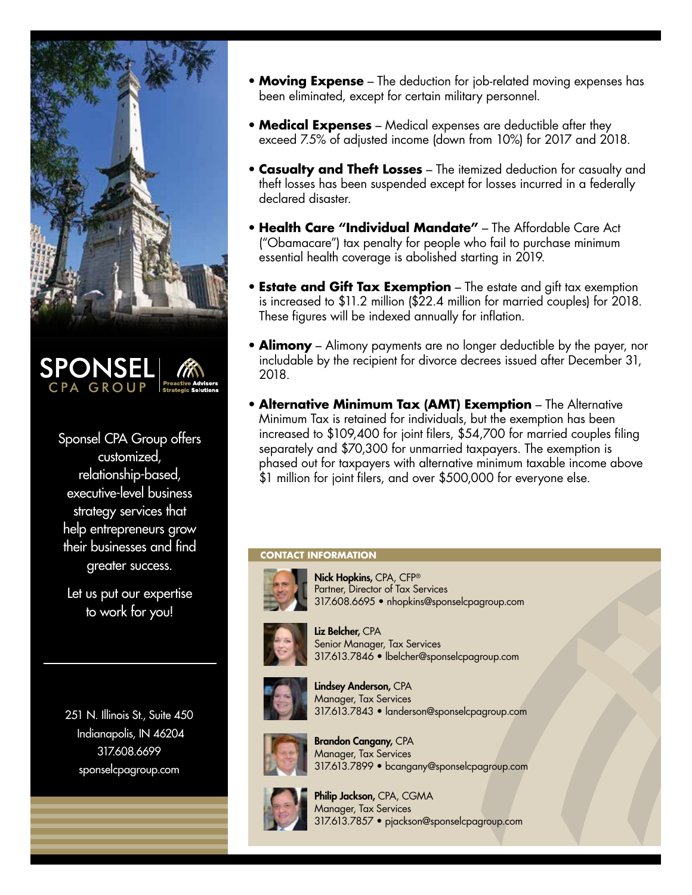- **Moving Expense** – The deduction for job-related moving expenses has been eliminated, except for certain military personnel.
- **Medical Expenses** – Medical expenses are deductible after they exceed 7.5% of adjusted income (down from 10%) for 2017 and 2018.
- **Casualty and Theft Losses** – The itemized deduction for casualty and theft losses has been suspended except for losses incurred in a federally declared disaster.
- **Health Care "Individual Mandate"** – The Affordable Care Act ("Obamacare") tax penalty for people who fail to purchase minimum essential health coverage is abolished starting in 2019.
- **Estate and Gift Tax Exemption** – The estate and gift tax exemption is increased to $11.2 million ($22.4 million for married couples) for 2018. These figures will be indexed annually for inflation.
- **Alimony** – Alimony payments are no longer deductible by the payer, nor includable by the recipient for divorce decrees issued after December 31, 2018.
- **Alternative Minimum Tax (AMT) Exemption** – The Alternative Minimum Tax is retained for individuals, but the exemption has been increased to $109,400 for joint filers, $54,700 for married couples filing separately and $70,300 for unmarried taxpayers. The exemption is phased out for taxpayers with alternative minimum taxable income above $1 million for joint filers, and over $500,000 for everyone else.

SPONSEL CPA GROUP
Proactive Advisors Strategic Solutions

Sponsel CPA Group offers customized, relationship-based, executive-level business strategy services that help entrepreneurs grow their businesses and find greater success.

Let us put our expertise to work for you!

251 N. Illinois St., Suite 450
Indianapolis, IN 46204
317.608.6699
sponselcpagroup.com

## CONTACT INFORMATION

**Nick Hopkins,** CPA, CFP®
Partner, Director of Tax Services
317.608.6695 • nhopkins@sponselcpagroup.com

**Liz Belcher,** CPA
Senior Manager, Tax Services
317.613.7846 • lbelcher@sponselcpagroup.com

**Lindsey Anderson,** CPA
Manager, Tax Services
317.613.7843 • landerson@sponselcpagroup.com

**Brandon Cangany,** CPA
Manager, Tax Services
317.613.7899 • bcangany@sponselcpagroup.com

**Philip Jackson,** CPA, CGMA
Manager, Tax Services
317.613.7857 • pjackson@sponselcpagroup.com